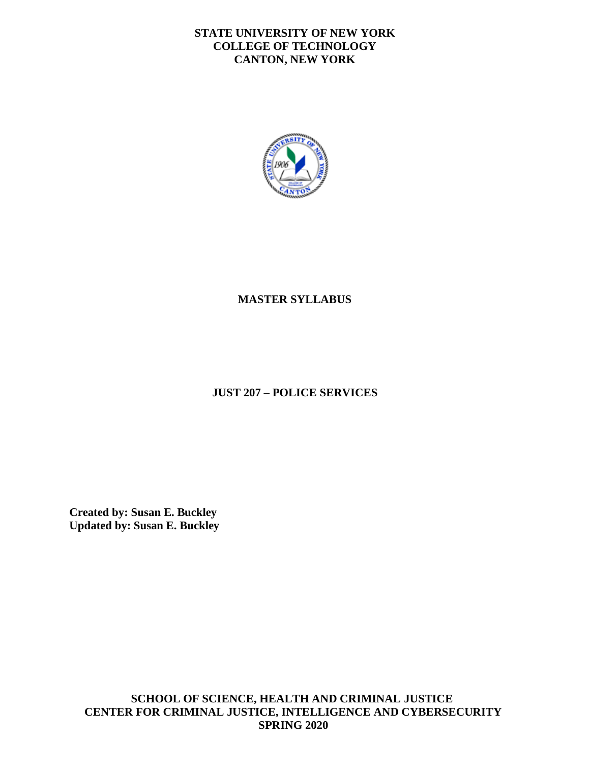**STATE UNIVERSITY OF NEW YORK**
**COLLEGE OF TECHNOLOGY**
**CANTON, NEW YORK**

# MASTER SYLLABUS

## JUST 207 – POLICE SERVICES

**Created by: Susan E. Buckley**
**Updated by: Susan E. Buckley**

**SCHOOL OF SCIENCE, HEALTH AND CRIMINAL JUSTICE**
**CENTER FOR CRIMINAL JUSTICE, INTELLIGENCE AND CYBERSECURITY**
**SPRING 2020**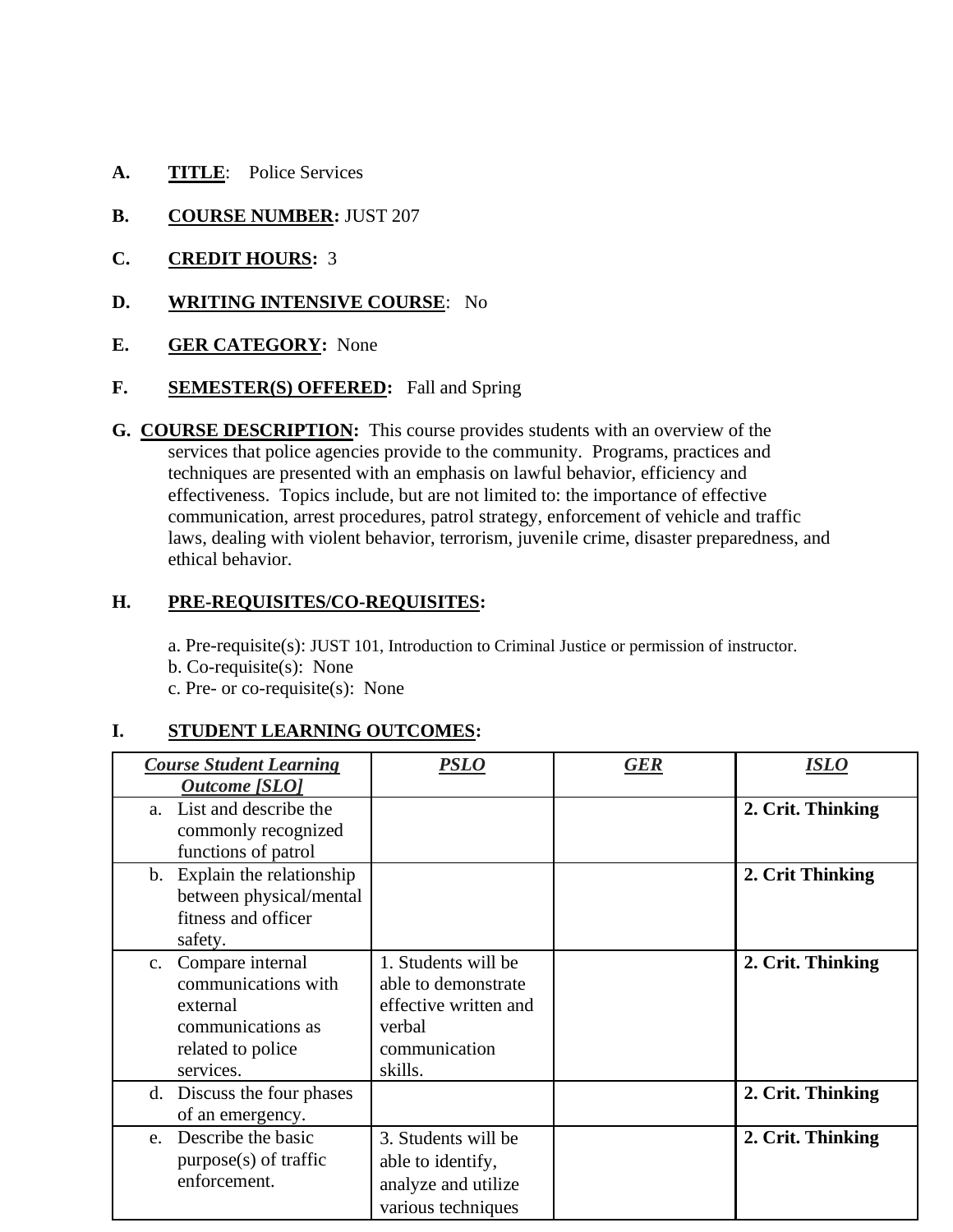**A.** **TITLE**: Police Services

**B.** **COURSE NUMBER:** JUST 207

**C.** **CREDIT HOURS:** 3

**D.** **WRITING INTENSIVE COURSE**: No

**E.** **GER CATEGORY:** None

**F.** **SEMESTER(S) OFFERED:** Fall and Spring

**G.** **COURSE DESCRIPTION:** This course provides students with an overview of the services that police agencies provide to the community. Programs, practices and techniques are presented with an emphasis on lawful behavior, efficiency and effectiveness. Topics include, but are not limited to: the importance of effective communication, arrest procedures, patrol strategy, enforcement of vehicle and traffic laws, dealing with violent behavior, terrorism, juvenile crime, disaster preparedness, and ethical behavior.

**H.** **PRE-REQUISITES/CO-REQUISITES:**

a. Pre-requisite(s): JUST 101, Introduction to Criminal Justice or permission of instructor.
b. Co-requisite(s): None
c. Pre- or co-requisite(s): None

**I.** **STUDENT LEARNING OUTCOMES:**

| *Course Student Learning Outcome [SLO]* | *PSLO* | *GER* | *ISLO* |
|---|---|---|---|
| a. List and describe the commonly recognized functions of patrol | | | **2. Crit. Thinking** |
| b. Explain the relationship between physical/mental fitness and officer safety. | | | **2. Crit Thinking** |
| c. Compare internal communications with external communications as related to police services. | 1. Students will be able to demonstrate effective written and verbal communication skills. | | **2. Crit. Thinking** |
| d. Discuss the four phases of an emergency. | | | **2. Crit. Thinking** |
| e. Describe the basic purpose(s) of traffic enforcement. | 3. Students will be able to identify, analyze and utilize various techniques | | **2. Crit. Thinking** |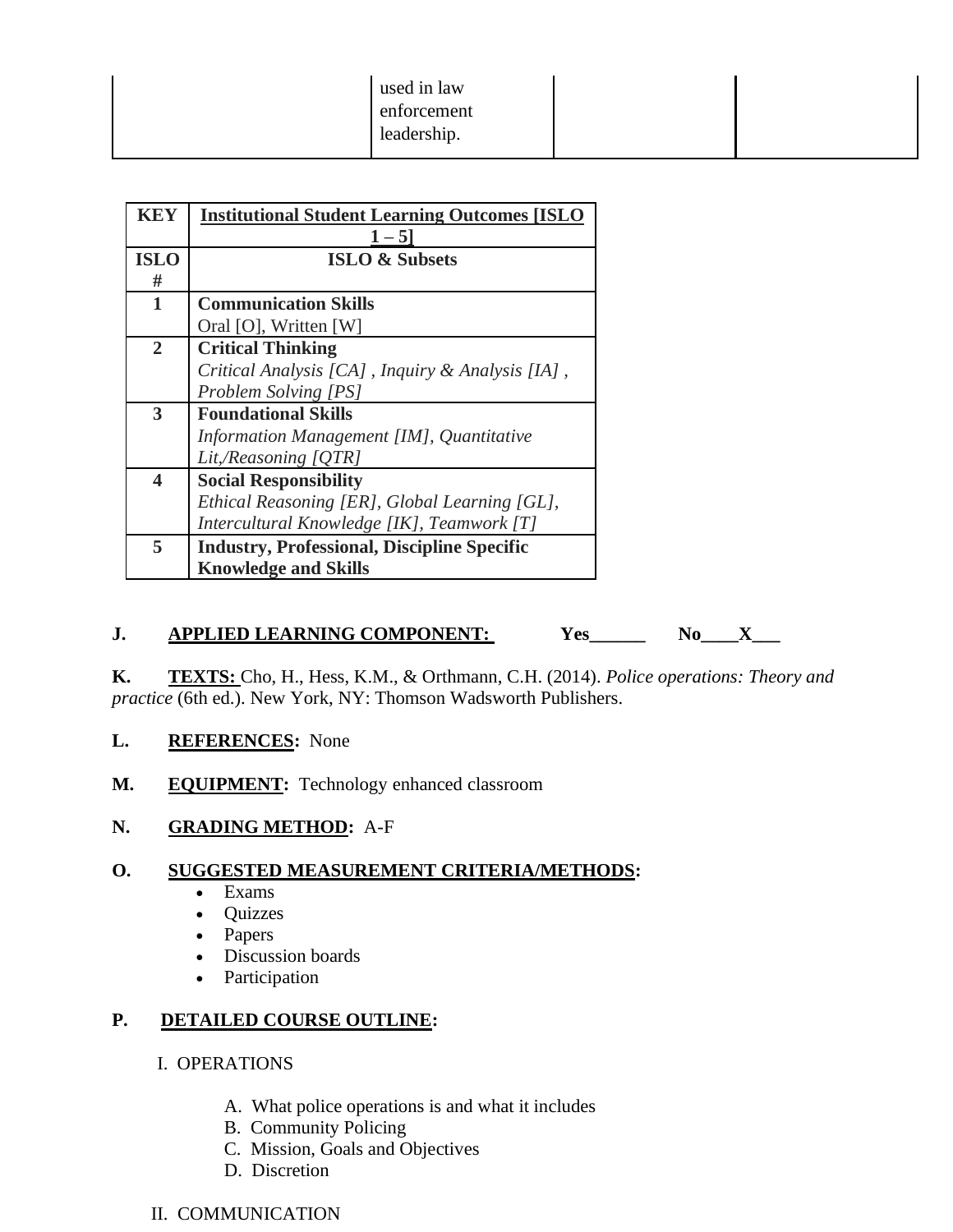| | used in law enforcement leadership. | | |
|---|---|---|---|

| KEY | Institutional Student Learning Outcomes [ISLO 1 – 5] |
|---|---|
| **ISLO #** | **ISLO & Subsets** |
| **1** | **Communication Skills**<br>Oral [O], Written [W] |
| **2** | **Critical Thinking**<br>*Critical Analysis [CA] , Inquiry & Analysis [IA] , Problem Solving [PS]* |
| **3** | **Foundational Skills**<br>*Information Management [IM], Quantitative Lit,/Reasoning [QTR]* |
| **4** | **Social Responsibility**<br>*Ethical Reasoning [ER], Global Learning [GL], Intercultural Knowledge [IK], Teamwork [T]* |
| **5** | **Industry, Professional, Discipline Specific Knowledge and Skills** |

**J. APPLIED LEARNING COMPONENT:** **Yes______ No____X___**

**K. TEXTS:** Cho, H., Hess, K.M., & Orthmann, C.H. (2014). *Police operations: Theory and practice* (6th ed.). New York, NY: Thomson Wadsworth Publishers.

**L. REFERENCES:** None

**M. EQUIPMENT:** Technology enhanced classroom

**N. GRADING METHOD:** A-F

**O. SUGGESTED MEASUREMENT CRITERIA/METHODS:**

- Exams
- Quizzes
- Papers
- Discussion boards
- Participation

**P. DETAILED COURSE OUTLINE:**

I. OPERATIONS

A. What police operations is and what it includes
B. Community Policing
C. Mission, Goals and Objectives
D. Discretion

II. COMMUNICATION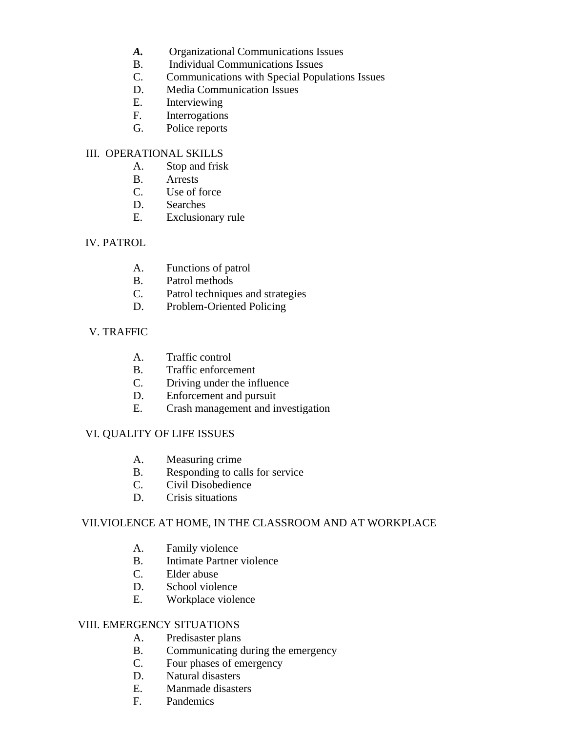*A.* Organizational Communications Issues
B. Individual Communications Issues
C. Communications with Special Populations Issues
D. Media Communication Issues
E. Interviewing
F. Interrogations
G. Police reports

III. OPERATIONAL SKILLS

A. Stop and frisk
B. Arrests
C. Use of force
D. Searches
E. Exclusionary rule

IV. PATROL

A. Functions of patrol
B. Patrol methods
C. Patrol techniques and strategies
D. Problem-Oriented Policing

V. TRAFFIC

A. Traffic control
B. Traffic enforcement
C. Driving under the influence
D. Enforcement and pursuit
E. Crash management and investigation

VI. QUALITY OF LIFE ISSUES

A. Measuring crime
B. Responding to calls for service
C. Civil Disobedience
D. Crisis situations

VII. VIOLENCE AT HOME, IN THE CLASSROOM AND AT WORKPLACE

A. Family violence
B. Intimate Partner violence
C. Elder abuse
D. School violence
E. Workplace violence

VIII. EMERGENCY SITUATIONS

A. Predisaster plans
B. Communicating during the emergency
C. Four phases of emergency
D. Natural disasters
E. Manmade disasters
F. Pandemics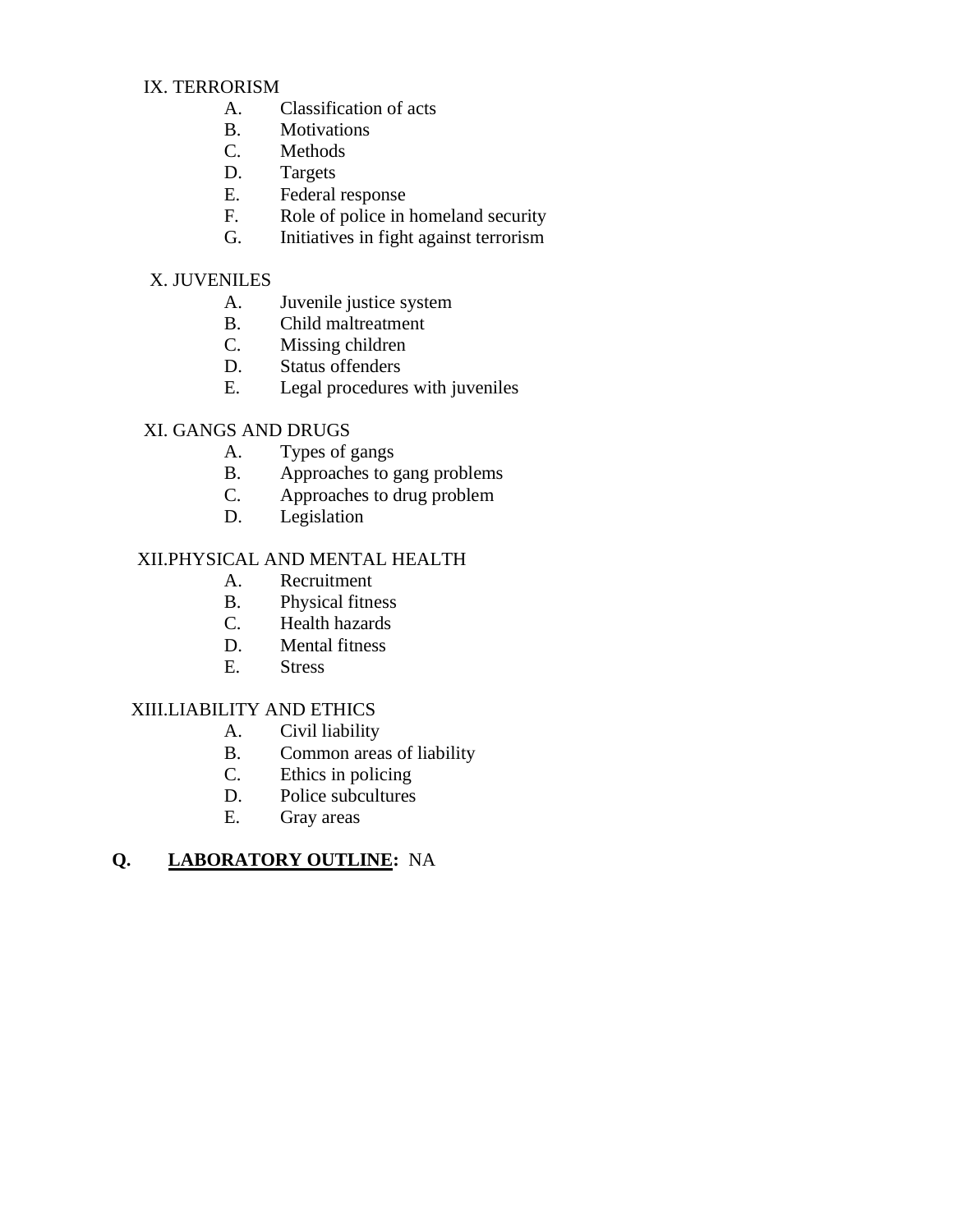IX. TERRORISM

A. Classification of acts
B. Motivations
C. Methods
D. Targets
E. Federal response
F. Role of police in homeland security
G. Initiatives in fight against terrorism

X. JUVENILES

A. Juvenile justice system
B. Child maltreatment
C. Missing children
D. Status offenders
E. Legal procedures with juveniles

XI. GANGS AND DRUGS

A. Types of gangs
B. Approaches to gang problems
C. Approaches to drug problem
D. Legislation

XII.PHYSICAL AND MENTAL HEALTH

A. Recruitment
B. Physical fitness
C. Health hazards
D. Mental fitness
E. Stress

XIII.LIABILITY AND ETHICS

A. Civil liability
B. Common areas of liability
C. Ethics in policing
D. Police subcultures
E. Gray areas

**Q. <u>LABORATORY OUTLINE</u>:** NA